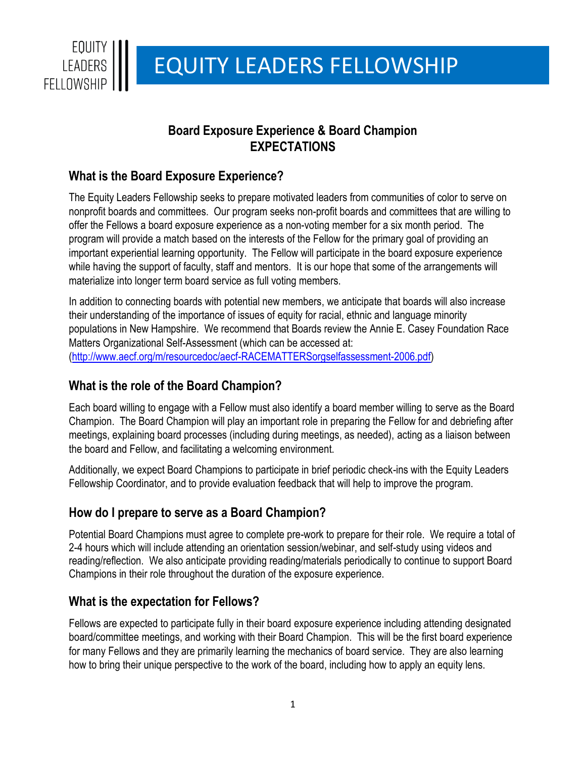# EQUITY LEADERS FELLOWSHIP

## Board Exposure Experience & Board Champion EXPECTATIONS

### What is the Board Exposure Experience?

The Equity Leaders Fellowship seeks to prepare motivated leaders from communities of color to serve on nonprofit boards and committees. Our program seeks non-profit boards and committees that are willing to offer the Fellows a board exposure experience as a non-voting member for a six month period. The program will provide a match based on the interests of the Fellow for the primary goal of providing an important experiential learning opportunity. The Fellow will participate in the board exposure experience while having the support of faculty, staff and mentors. It is our hope that some of the arrangements will materialize into longer term board service as full voting members.

In addition to connecting boards with potential new members, we anticipate that boards will also increase their understanding of the importance of issues of equity for racial, ethnic and language minority populations in New Hampshire. We recommend that Boards review the Annie E. Casey Foundation Race Matters Organizational Self-Assessment (which can be accessed at: (http://www.aecf.org/m/resourcedoc/aecf-RACEMATTERSorgselfassessment-2006.pdf)

### What is the role of the Board Champion?

Each board willing to engage with a Fellow must also identify a board member willing to serve as the Board Champion. The Board Champion will play an important role in preparing the Fellow for and debriefing after meetings, explaining board processes (including during meetings, as needed), acting as a liaison between the board and Fellow, and facilitating a welcoming environment.

Additionally, we expect Board Champions to participate in brief periodic check-ins with the Equity Leaders Fellowship Coordinator, and to provide evaluation feedback that will help to improve the program.

### How do I prepare to serve as a Board Champion?

Potential Board Champions must agree to complete pre-work to prepare for their role. We require a total of 2-4 hours which will include attending an orientation session/webinar, and self-study using videos and reading/reflection. We also anticipate providing reading/materials periodically to continue to support Board Champions in their role throughout the duration of the exposure experience.

### What is the expectation for Fellows?

Fellows are expected to participate fully in their board exposure experience including attending designated board/committee meetings, and working with their Board Champion. This will be the first board experience for many Fellows and they are primarily learning the mechanics of board service. They are also learning how to bring their unique perspective to the work of the board, including how to apply an equity lens.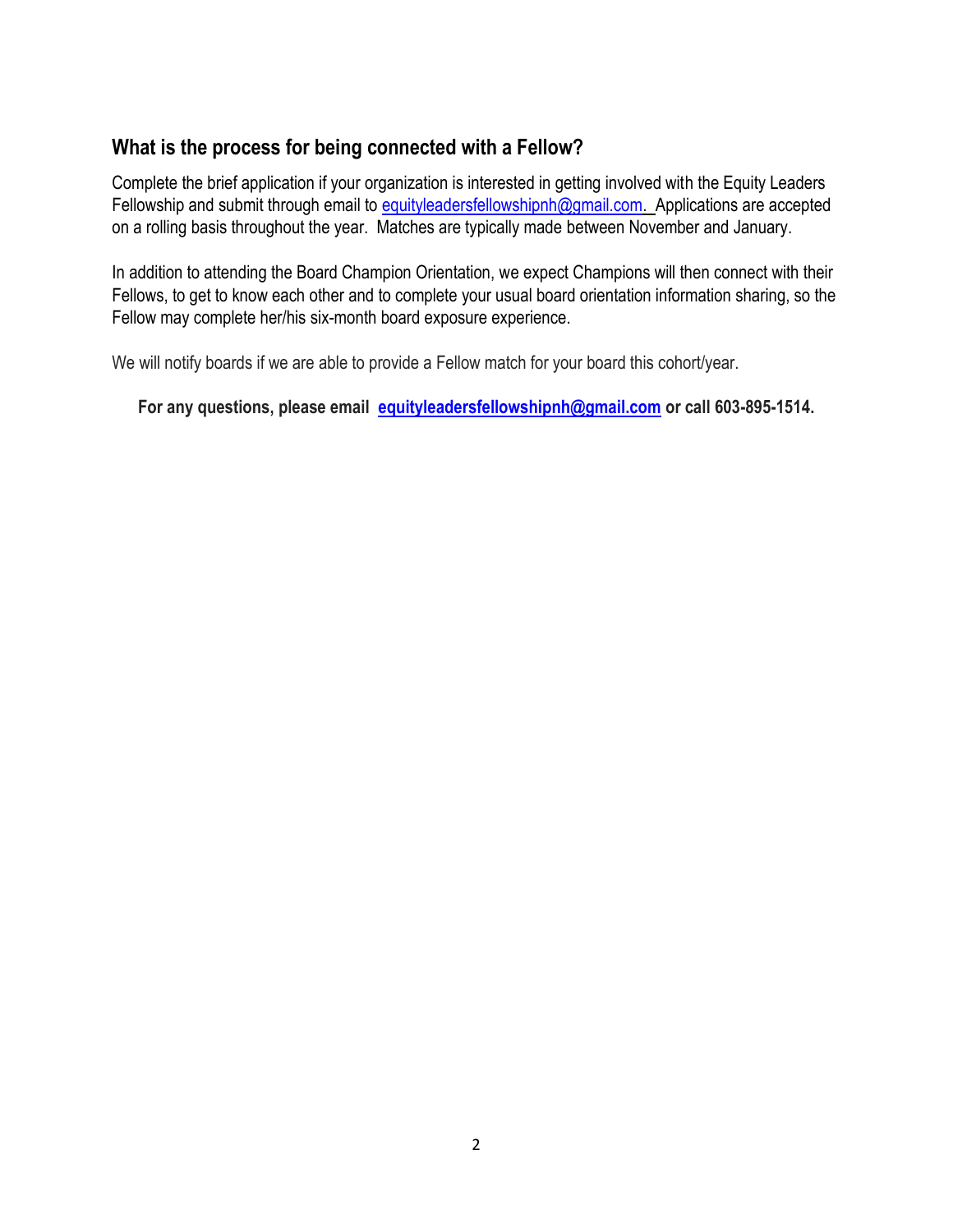## What is the process for being connected with a Fellow?

Complete the brief application if your organization is interested in getting involved with the Equity Leaders Fellowship and submit through email to equityleadersfellowshipnh@gmail.com. Applications are accepted on a rolling basis throughout the year. Matches are typically made between November and January.

In addition to attending the Board Champion Orientation, we expect Champions will then connect with their Fellows, to get to know each other and to complete your usual board orientation information sharing, so the Fellow may complete her/his six-month board exposure experience.

We will notify boards if we are able to provide a Fellow match for your board this cohort/year.

**For any questions, please email equityleadersfellowshipnh@gmail.com or call 603-895-1514.**